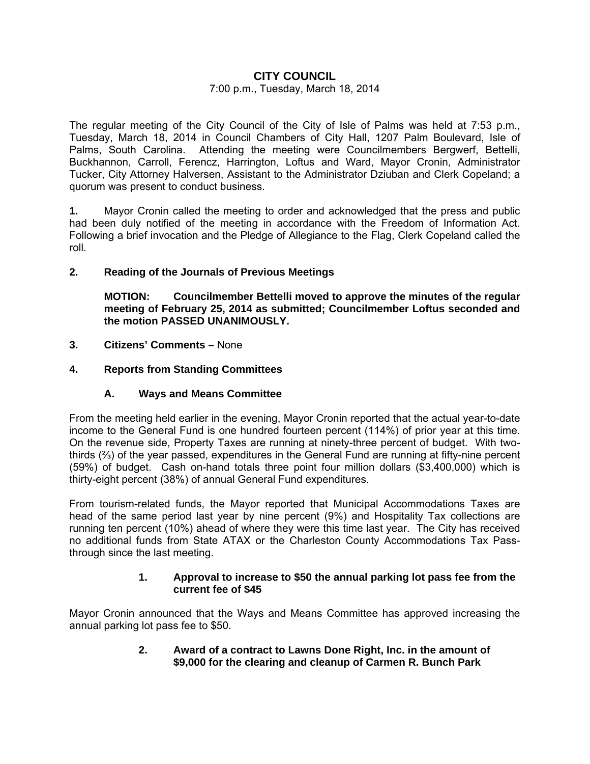# CITY COUNCIL

7:00 p.m., Tuesday, March 18, 2014

The regular meeting of the City Council of the City of Isle of Palms was held at 7:53 p.m., Tuesday, March 18, 2014 in Council Chambers of City Hall, 1207 Palm Boulevard, Isle of Palms, South Carolina. Attending the meeting were Councilmembers Bergwerf, Bettelli, Buckhannon, Carroll, Ferencz, Harrington, Loftus and Ward, Mayor Cronin, Administrator Tucker, City Attorney Halversen, Assistant to the Administrator Dziuban and Clerk Copeland; a quorum was present to conduct business.

**1.** Mayor Cronin called the meeting to order and acknowledged that the press and public had been duly notified of the meeting in accordance with the Freedom of Information Act. Following a brief invocation and the Pledge of Allegiance to the Flag, Clerk Copeland called the roll.

**2. Reading of the Journals of Previous Meetings**

**MOTION: Councilmember Bettelli moved to approve the minutes of the regular meeting of February 25, 2014 as submitted; Councilmember Loftus seconded and the motion PASSED UNANIMOUSLY.**

**3. Citizens' Comments –** None

**4. Reports from Standing Committees**

**A. Ways and Means Committee**

From the meeting held earlier in the evening, Mayor Cronin reported that the actual year-to-date income to the General Fund is one hundred fourteen percent (114%) of prior year at this time. On the revenue side, Property Taxes are running at ninety-three percent of budget. With two-thirds (⅔) of the year passed, expenditures in the General Fund are running at fifty-nine percent (59%) of budget. Cash on-hand totals three point four million dollars ($3,400,000) which is thirty-eight percent (38%) of annual General Fund expenditures.

From tourism-related funds, the Mayor reported that Municipal Accommodations Taxes are head of the same period last year by nine percent (9%) and Hospitality Tax collections are running ten percent (10%) ahead of where they were this time last year. The City has received no additional funds from State ATAX or the Charleston County Accommodations Tax Pass-through since the last meeting.

**1. Approval to increase to $50 the annual parking lot pass fee from the current fee of $45**

Mayor Cronin announced that the Ways and Means Committee has approved increasing the annual parking lot pass fee to $50.

**2. Award of a contract to Lawns Done Right, Inc. in the amount of $9,000 for the clearing and cleanup of Carmen R. Bunch Park**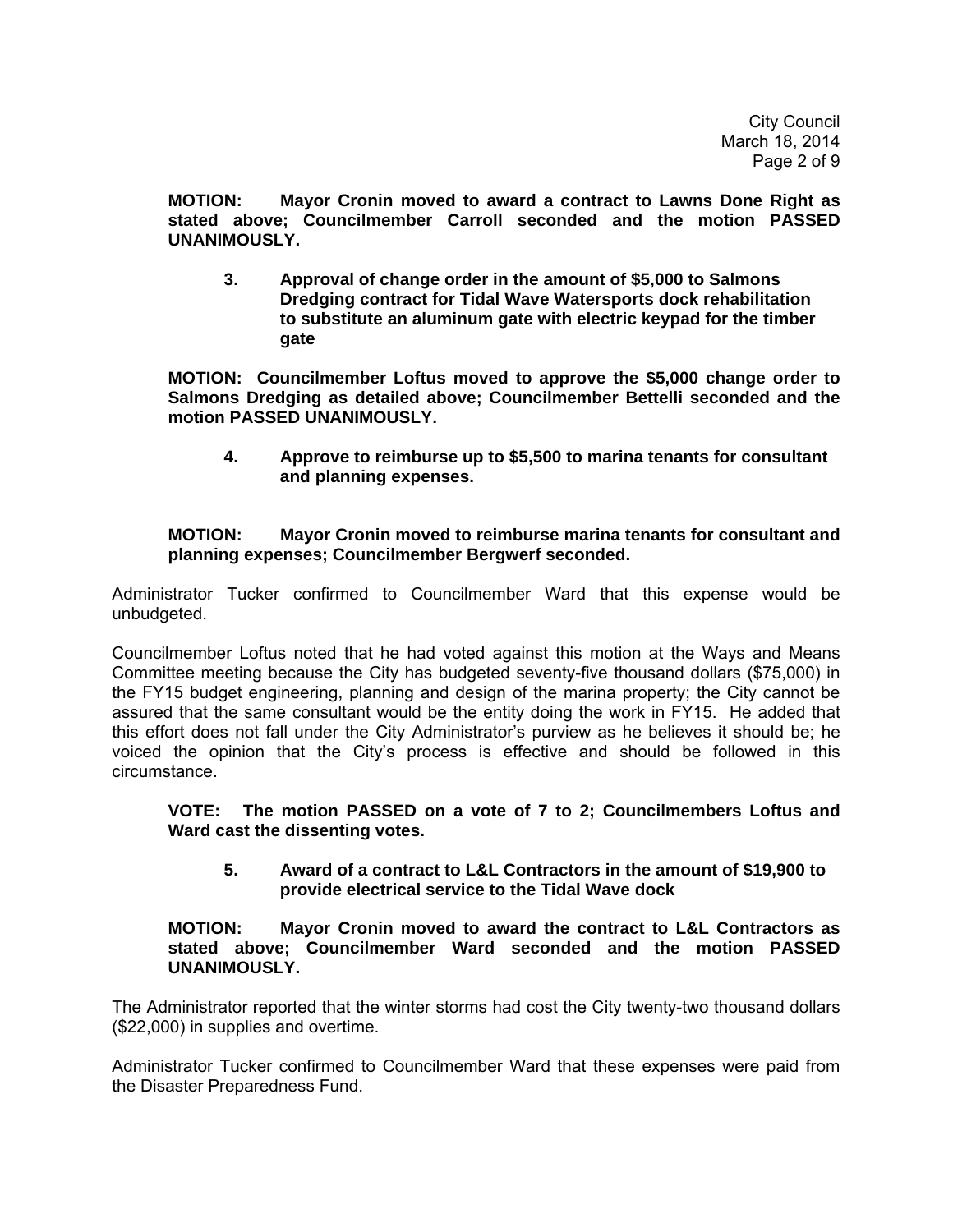**MOTION: Mayor Cronin moved to award a contract to Lawns Done Right as stated above; Councilmember Carroll seconded and the motion PASSED UNANIMOUSLY.**

**3. Approval of change order in the amount of $5,000 to Salmons Dredging contract for Tidal Wave Watersports dock rehabilitation to substitute an aluminum gate with electric keypad for the timber gate**

**MOTION: Councilmember Loftus moved to approve the $5,000 change order to Salmons Dredging as detailed above; Councilmember Bettelli seconded and the motion PASSED UNANIMOUSLY.**

**4. Approve to reimburse up to $5,500 to marina tenants for consultant and planning expenses.**

**MOTION: Mayor Cronin moved to reimburse marina tenants for consultant and planning expenses; Councilmember Bergwerf seconded.**

Administrator Tucker confirmed to Councilmember Ward that this expense would be unbudgeted.

Councilmember Loftus noted that he had voted against this motion at the Ways and Means Committee meeting because the City has budgeted seventy-five thousand dollars ($75,000) in the FY15 budget engineering, planning and design of the marina property; the City cannot be assured that the same consultant would be the entity doing the work in FY15. He added that this effort does not fall under the City Administrator's purview as he believes it should be; he voiced the opinion that the City's process is effective and should be followed in this circumstance.

**VOTE: The motion PASSED on a vote of 7 to 2; Councilmembers Loftus and Ward cast the dissenting votes.**

**5. Award of a contract to L&L Contractors in the amount of $19,900 to provide electrical service to the Tidal Wave dock**

**MOTION: Mayor Cronin moved to award the contract to L&L Contractors as stated above; Councilmember Ward seconded and the motion PASSED UNANIMOUSLY.**

The Administrator reported that the winter storms had cost the City twenty-two thousand dollars ($22,000) in supplies and overtime.

Administrator Tucker confirmed to Councilmember Ward that these expenses were paid from the Disaster Preparedness Fund.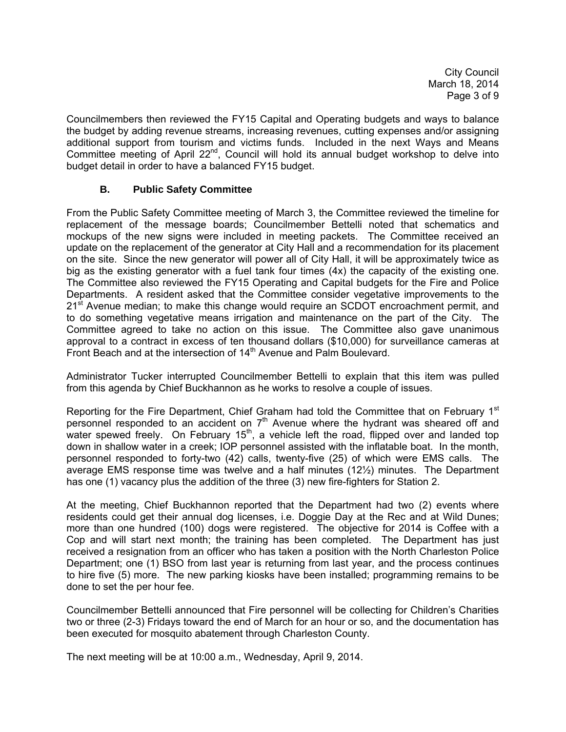Councilmembers then reviewed the FY15 Capital and Operating budgets and ways to balance the budget by adding revenue streams, increasing revenues, cutting expenses and/or assigning additional support from tourism and victims funds. Included in the next Ways and Means Committee meeting of April 22nd, Council will hold its annual budget workshop to delve into budget detail in order to have a balanced FY15 budget.

### B. Public Safety Committee

From the Public Safety Committee meeting of March 3, the Committee reviewed the timeline for replacement of the message boards; Councilmember Bettelli noted that schematics and mockups of the new signs were included in meeting packets. The Committee received an update on the replacement of the generator at City Hall and a recommendation for its placement on the site. Since the new generator will power all of City Hall, it will be approximately twice as big as the existing generator with a fuel tank four times (4x) the capacity of the existing one. The Committee also reviewed the FY15 Operating and Capital budgets for the Fire and Police Departments. A resident asked that the Committee consider vegetative improvements to the 21st Avenue median; to make this change would require an SCDOT encroachment permit, and to do something vegetative means irrigation and maintenance on the part of the City. The Committee agreed to take no action on this issue. The Committee also gave unanimous approval to a contract in excess of ten thousand dollars ($10,000) for surveillance cameras at Front Beach and at the intersection of 14th Avenue and Palm Boulevard.

Administrator Tucker interrupted Councilmember Bettelli to explain that this item was pulled from this agenda by Chief Buckhannon as he works to resolve a couple of issues.

Reporting for the Fire Department, Chief Graham had told the Committee that on February 1st personnel responded to an accident on 7th Avenue where the hydrant was sheared off and water spewed freely. On February 15th, a vehicle left the road, flipped over and landed top down in shallow water in a creek; IOP personnel assisted with the inflatable boat. In the month, personnel responded to forty-two (42) calls, twenty-five (25) of which were EMS calls. The average EMS response time was twelve and a half minutes (12½) minutes. The Department has one (1) vacancy plus the addition of the three (3) new fire-fighters for Station 2.

At the meeting, Chief Buckhannon reported that the Department had two (2) events where residents could get their annual dog licenses, i.e. Doggie Day at the Rec and at Wild Dunes; more than one hundred (100) dogs were registered. The objective for 2014 is Coffee with a Cop and will start next month; the training has been completed. The Department has just received a resignation from an officer who has taken a position with the North Charleston Police Department; one (1) BSO from last year is returning from last year, and the process continues to hire five (5) more. The new parking kiosks have been installed; programming remains to be done to set the per hour fee.

Councilmember Bettelli announced that Fire personnel will be collecting for Children's Charities two or three (2-3) Fridays toward the end of March for an hour or so, and the documentation has been executed for mosquito abatement through Charleston County.

The next meeting will be at 10:00 a.m., Wednesday, April 9, 2014.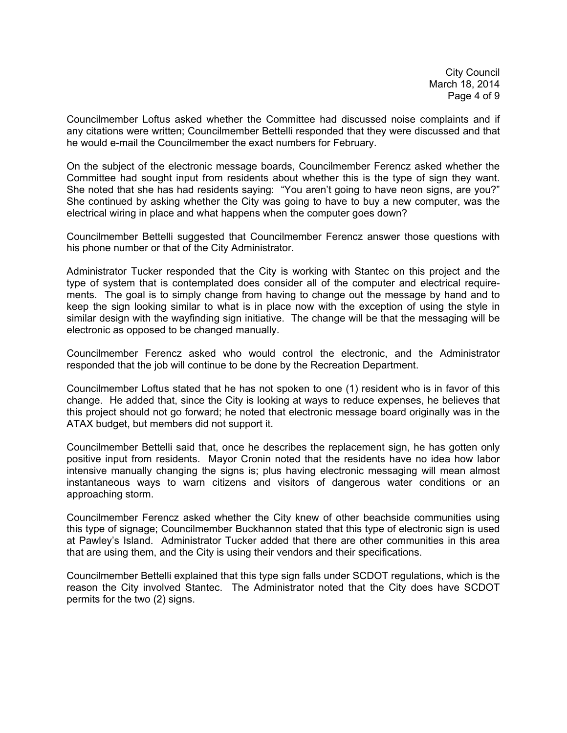Councilmember Loftus asked whether the Committee had discussed noise complaints and if any citations were written; Councilmember Bettelli responded that they were discussed and that he would e-mail the Councilmember the exact numbers for February.

On the subject of the electronic message boards, Councilmember Ferencz asked whether the Committee had sought input from residents about whether this is the type of sign they want. She noted that she has had residents saying: "You aren't going to have neon signs, are you?" She continued by asking whether the City was going to have to buy a new computer, was the electrical wiring in place and what happens when the computer goes down?

Councilmember Bettelli suggested that Councilmember Ferencz answer those questions with his phone number or that of the City Administrator.

Administrator Tucker responded that the City is working with Stantec on this project and the type of system that is contemplated does consider all of the computer and electrical requirements. The goal is to simply change from having to change out the message by hand and to keep the sign looking similar to what is in place now with the exception of using the style in similar design with the wayfinding sign initiative. The change will be that the messaging will be electronic as opposed to be changed manually.

Councilmember Ferencz asked who would control the electronic, and the Administrator responded that the job will continue to be done by the Recreation Department.

Councilmember Loftus stated that he has not spoken to one (1) resident who is in favor of this change. He added that, since the City is looking at ways to reduce expenses, he believes that this project should not go forward; he noted that electronic message board originally was in the ATAX budget, but members did not support it.

Councilmember Bettelli said that, once he describes the replacement sign, he has gotten only positive input from residents. Mayor Cronin noted that the residents have no idea how labor intensive manually changing the signs is; plus having electronic messaging will mean almost instantaneous ways to warn citizens and visitors of dangerous water conditions or an approaching storm.

Councilmember Ferencz asked whether the City knew of other beachside communities using this type of signage; Councilmember Buckhannon stated that this type of electronic sign is used at Pawley's Island. Administrator Tucker added that there are other communities in this area that are using them, and the City is using their vendors and their specifications.

Councilmember Bettelli explained that this type sign falls under SCDOT regulations, which is the reason the City involved Stantec. The Administrator noted that the City does have SCDOT permits for the two (2) signs.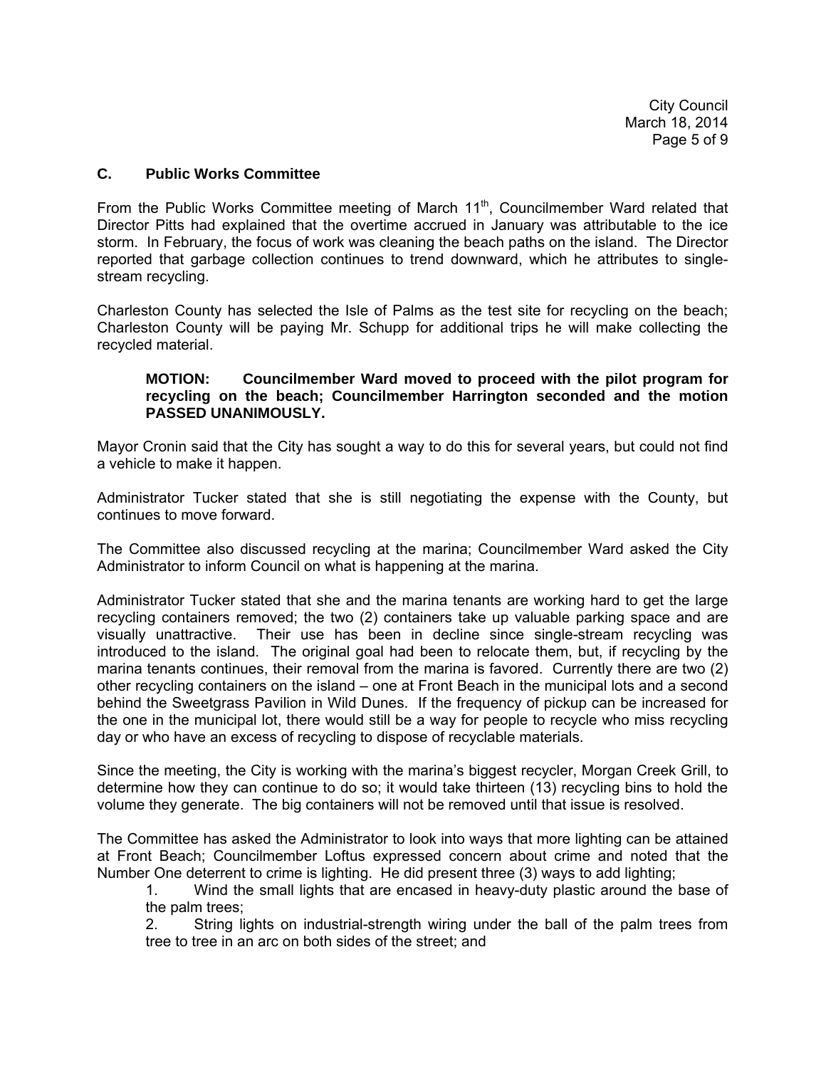### C. Public Works Committee

From the Public Works Committee meeting of March 11th, Councilmember Ward related that Director Pitts had explained that the overtime accrued in January was attributable to the ice storm. In February, the focus of work was cleaning the beach paths on the island. The Director reported that garbage collection continues to trend downward, which he attributes to single-stream recycling.

Charleston County has selected the Isle of Palms as the test site for recycling on the beach; Charleston County will be paying Mr. Schupp for additional trips he will make collecting the recycled material.

> **MOTION: Councilmember Ward moved to proceed with the pilot program for recycling on the beach; Councilmember Harrington seconded and the motion PASSED UNANIMOUSLY.**

Mayor Cronin said that the City has sought a way to do this for several years, but could not find a vehicle to make it happen.

Administrator Tucker stated that she is still negotiating the expense with the County, but continues to move forward.

The Committee also discussed recycling at the marina; Councilmember Ward asked the City Administrator to inform Council on what is happening at the marina.

Administrator Tucker stated that she and the marina tenants are working hard to get the large recycling containers removed; the two (2) containers take up valuable parking space and are visually unattractive. Their use has been in decline since single-stream recycling was introduced to the island. The original goal had been to relocate them, but, if recycling by the marina tenants continues, their removal from the marina is favored. Currently there are two (2) other recycling containers on the island – one at Front Beach in the municipal lots and a second behind the Sweetgrass Pavilion in Wild Dunes. If the frequency of pickup can be increased for the one in the municipal lot, there would still be a way for people to recycle who miss recycling day or who have an excess of recycling to dispose of recyclable materials.

Since the meeting, the City is working with the marina's biggest recycler, Morgan Creek Grill, to determine how they can continue to do so; it would take thirteen (13) recycling bins to hold the volume they generate. The big containers will not be removed until that issue is resolved.

The Committee has asked the Administrator to look into ways that more lighting can be attained at Front Beach; Councilmember Loftus expressed concern about crime and noted that the Number One deterrent to crime is lighting. He did present three (3) ways to add lighting;

1. Wind the small lights that are encased in heavy-duty plastic around the base of the palm trees;
2. String lights on industrial-strength wiring under the ball of the palm trees from tree to tree in an arc on both sides of the street; and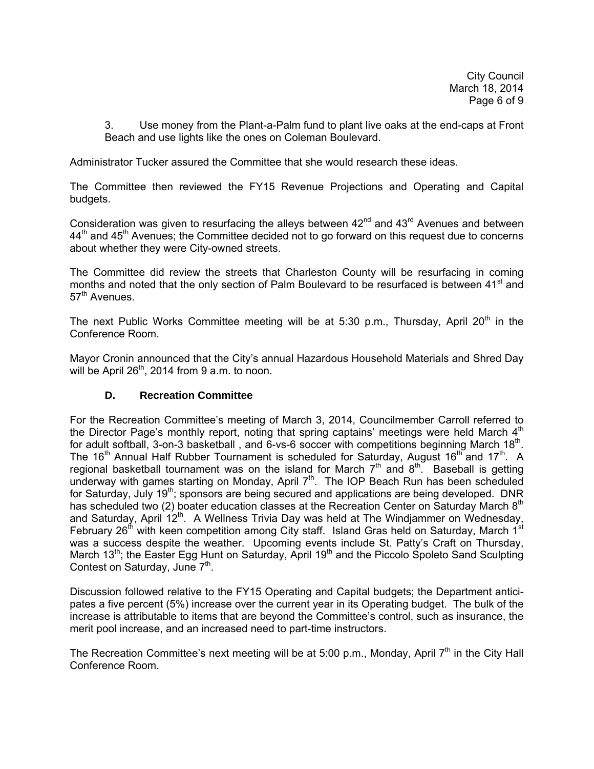3. Use money from the Plant-a-Palm fund to plant live oaks at the end-caps at Front Beach and use lights like the ones on Coleman Boulevard.

Administrator Tucker assured the Committee that she would research these ideas.

The Committee then reviewed the FY15 Revenue Projections and Operating and Capital budgets.

Consideration was given to resurfacing the alleys between 42nd and 43rd Avenues and between 44th and 45th Avenues; the Committee decided not to go forward on this request due to concerns about whether they were City-owned streets.

The Committee did review the streets that Charleston County will be resurfacing in coming months and noted that the only section of Palm Boulevard to be resurfaced is between 41st and 57th Avenues.

The next Public Works Committee meeting will be at 5:30 p.m., Thursday, April 20th in the Conference Room.

Mayor Cronin announced that the City's annual Hazardous Household Materials and Shred Day will be April 26th, 2014 from 9 a.m. to noon.

**D. Recreation Committee**

For the Recreation Committee's meeting of March 3, 2014, Councilmember Carroll referred to the Director Page's monthly report, noting that spring captains' meetings were held March 4th for adult softball, 3-on-3 basketball , and 6-vs-6 soccer with competitions beginning March 18th. The 16th Annual Half Rubber Tournament is scheduled for Saturday, August 16th and 17th. A regional basketball tournament was on the island for March 7th and 8th. Baseball is getting underway with games starting on Monday, April 7th. The IOP Beach Run has been scheduled for Saturday, July 19th; sponsors are being secured and applications are being developed. DNR has scheduled two (2) boater education classes at the Recreation Center on Saturday March 8th and Saturday, April 12th. A Wellness Trivia Day was held at The Windjammer on Wednesday, February 26th with keen competition among City staff. Island Gras held on Saturday, March 1st was a success despite the weather. Upcoming events include St. Patty's Craft on Thursday, March 13th; the Easter Egg Hunt on Saturday, April 19th and the Piccolo Spoleto Sand Sculpting Contest on Saturday, June 7th.

Discussion followed relative to the FY15 Operating and Capital budgets; the Department anticipates a five percent (5%) increase over the current year in its Operating budget. The bulk of the increase is attributable to items that are beyond the Committee's control, such as insurance, the merit pool increase, and an increased need to part-time instructors.

The Recreation Committee's next meeting will be at 5:00 p.m., Monday, April 7th in the City Hall Conference Room.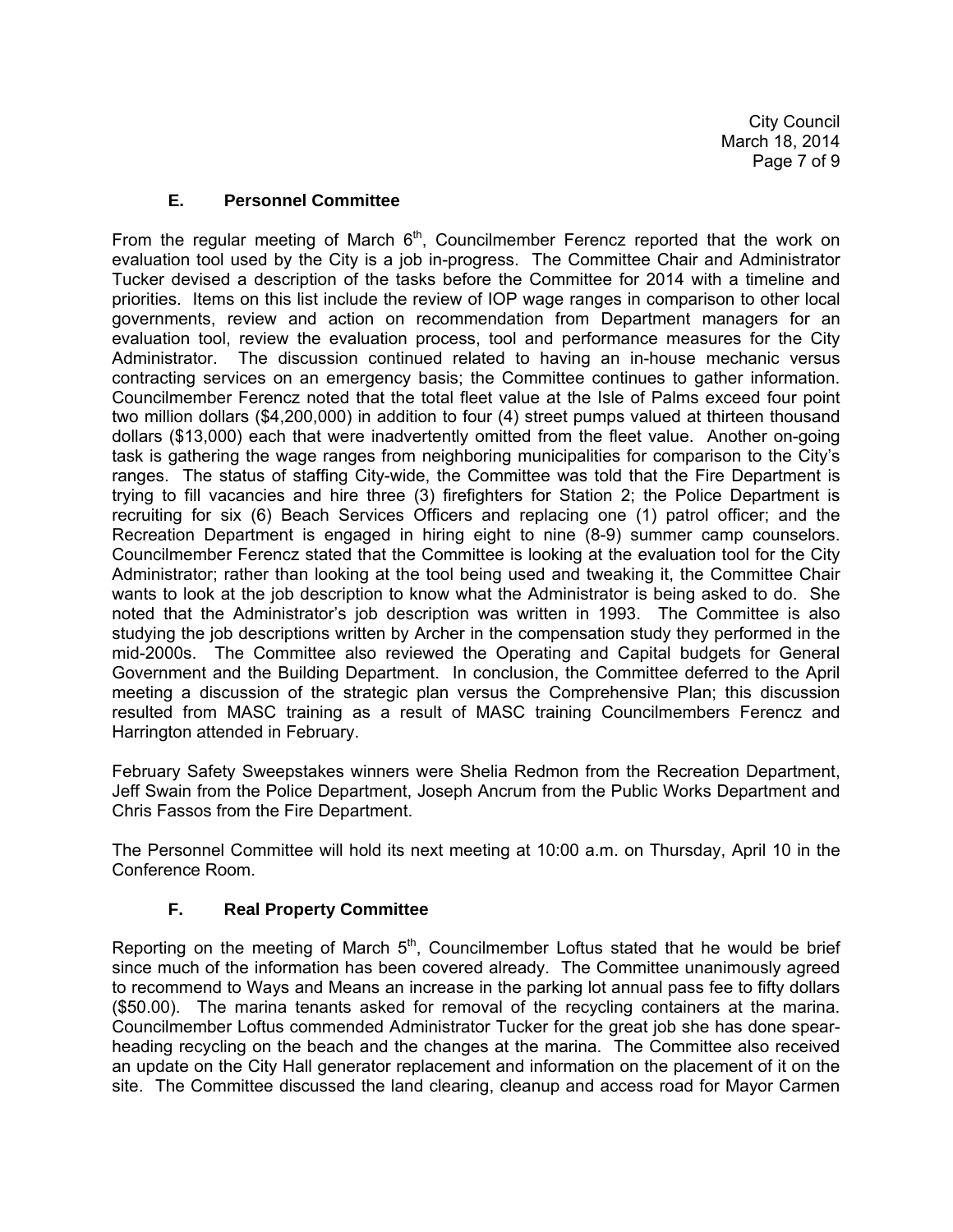### E. Personnel Committee

From the regular meeting of March 6th, Councilmember Ferencz reported that the work on evaluation tool used by the City is a job in-progress. The Committee Chair and Administrator Tucker devised a description of the tasks before the Committee for 2014 with a timeline and priorities. Items on this list include the review of IOP wage ranges in comparison to other local governments, review and action on recommendation from Department managers for an evaluation tool, review the evaluation process, tool and performance measures for the City Administrator. The discussion continued related to having an in-house mechanic versus contracting services on an emergency basis; the Committee continues to gather information. Councilmember Ferencz noted that the total fleet value at the Isle of Palms exceed four point two million dollars ($4,200,000) in addition to four (4) street pumps valued at thirteen thousand dollars ($13,000) each that were inadvertently omitted from the fleet value. Another on-going task is gathering the wage ranges from neighboring municipalities for comparison to the City's ranges. The status of staffing City-wide, the Committee was told that the Fire Department is trying to fill vacancies and hire three (3) firefighters for Station 2; the Police Department is recruiting for six (6) Beach Services Officers and replacing one (1) patrol officer; and the Recreation Department is engaged in hiring eight to nine (8-9) summer camp counselors. Councilmember Ferencz stated that the Committee is looking at the evaluation tool for the City Administrator; rather than looking at the tool being used and tweaking it, the Committee Chair wants to look at the job description to know what the Administrator is being asked to do. She noted that the Administrator's job description was written in 1993. The Committee is also studying the job descriptions written by Archer in the compensation study they performed in the mid-2000s. The Committee also reviewed the Operating and Capital budgets for General Government and the Building Department. In conclusion, the Committee deferred to the April meeting a discussion of the strategic plan versus the Comprehensive Plan; this discussion resulted from MASC training as a result of MASC training Councilmembers Ferencz and Harrington attended in February.

February Safety Sweepstakes winners were Shelia Redmon from the Recreation Department, Jeff Swain from the Police Department, Joseph Ancrum from the Public Works Department and Chris Fassos from the Fire Department.

The Personnel Committee will hold its next meeting at 10:00 a.m. on Thursday, April 10 in the Conference Room.

### F. Real Property Committee

Reporting on the meeting of March 5th, Councilmember Loftus stated that he would be brief since much of the information has been covered already. The Committee unanimously agreed to recommend to Ways and Means an increase in the parking lot annual pass fee to fifty dollars ($50.00). The marina tenants asked for removal of the recycling containers at the marina. Councilmember Loftus commended Administrator Tucker for the great job she has done spear-heading recycling on the beach and the changes at the marina. The Committee also received an update on the City Hall generator replacement and information on the placement of it on the site. The Committee discussed the land clearing, cleanup and access road for Mayor Carmen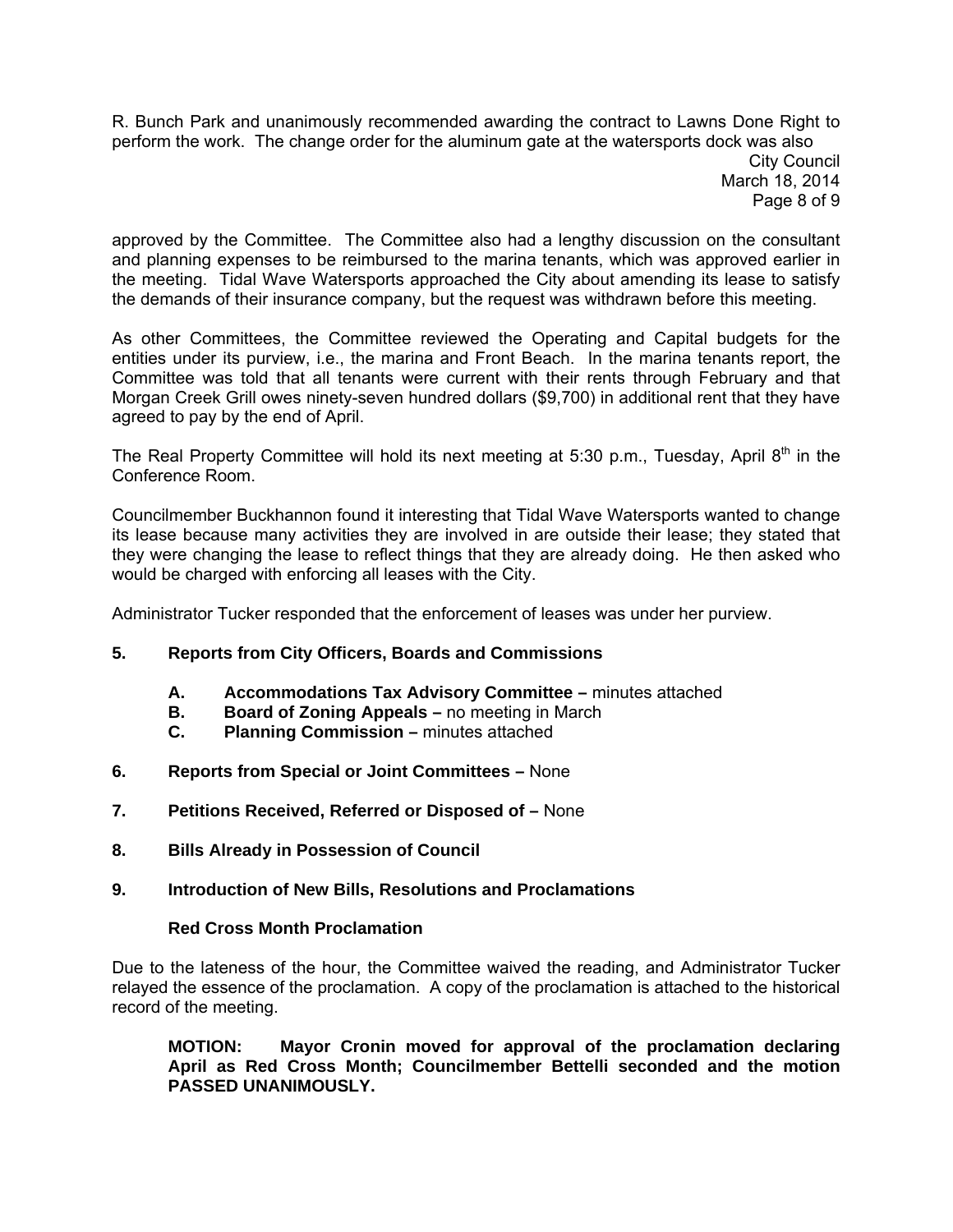R. Bunch Park and unanimously recommended awarding the contract to Lawns Done Right to perform the work. The change order for the aluminum gate at the watersports dock was also approved by the Committee. The Committee also had a lengthy discussion on the consultant and planning expenses to be reimbursed to the marina tenants, which was approved earlier in the meeting. Tidal Wave Watersports approached the City about amending its lease to satisfy the demands of their insurance company, but the request was withdrawn before this meeting.

As other Committees, the Committee reviewed the Operating and Capital budgets for the entities under its purview, i.e., the marina and Front Beach. In the marina tenants report, the Committee was told that all tenants were current with their rents through February and that Morgan Creek Grill owes ninety-seven hundred dollars ($9,700) in additional rent that they have agreed to pay by the end of April.

The Real Property Committee will hold its next meeting at 5:30 p.m., Tuesday, April 8th in the Conference Room.

Councilmember Buckhannon found it interesting that Tidal Wave Watersports wanted to change its lease because many activities they are involved in are outside their lease; they stated that they were changing the lease to reflect things that they are already doing. He then asked who would be charged with enforcing all leases with the City.

Administrator Tucker responded that the enforcement of leases was under her purview.

**5. Reports from City Officers, Boards and Commissions**

- **A. Accommodations Tax Advisory Committee –** minutes attached
- **B. Board of Zoning Appeals –** no meeting in March
- **C. Planning Commission –** minutes attached

**6. Reports from Special or Joint Committees –** None

**7. Petitions Received, Referred or Disposed of –** None

**8. Bills Already in Possession of Council**

**9. Introduction of New Bills, Resolutions and Proclamations**

**Red Cross Month Proclamation**

Due to the lateness of the hour, the Committee waived the reading, and Administrator Tucker relayed the essence of the proclamation. A copy of the proclamation is attached to the historical record of the meeting.

**MOTION: Mayor Cronin moved for approval of the proclamation declaring April as Red Cross Month; Councilmember Bettelli seconded and the motion PASSED UNANIMOUSLY.**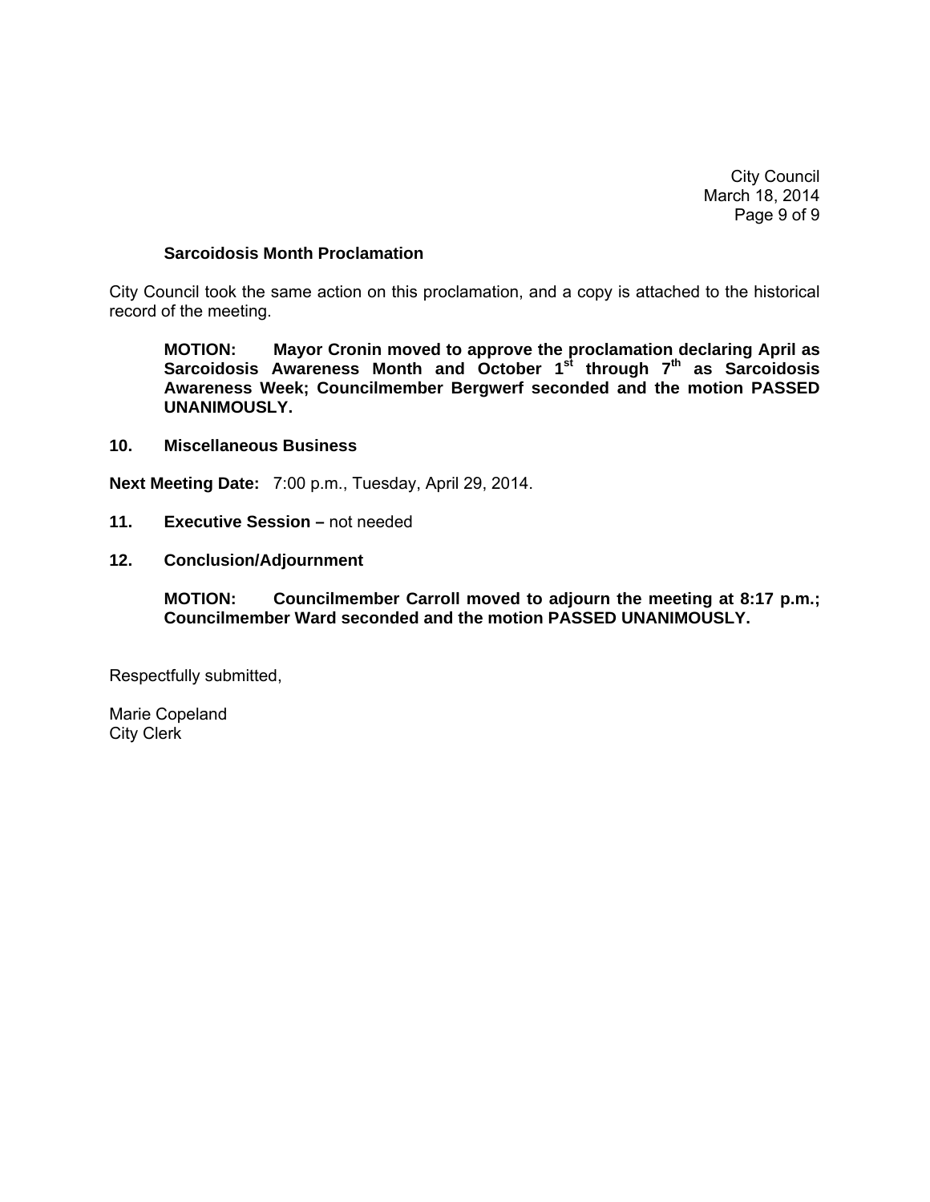**Sarcoidosis Month Proclamation**

City Council took the same action on this proclamation, and a copy is attached to the historical record of the meeting.

> **MOTION: Mayor Cronin moved to approve the proclamation declaring April as Sarcoidosis Awareness Month and October 1st through 7th as Sarcoidosis Awareness Week; Councilmember Bergwerf seconded and the motion PASSED UNANIMOUSLY.**

**10. Miscellaneous Business**

**Next Meeting Date:** 7:00 p.m., Tuesday, April 29, 2014.

**11. Executive Session –** not needed

**12. Conclusion/Adjournment**

> **MOTION: Councilmember Carroll moved to adjourn the meeting at 8:17 p.m.; Councilmember Ward seconded and the motion PASSED UNANIMOUSLY.**

Respectfully submitted,

Marie Copeland
City Clerk